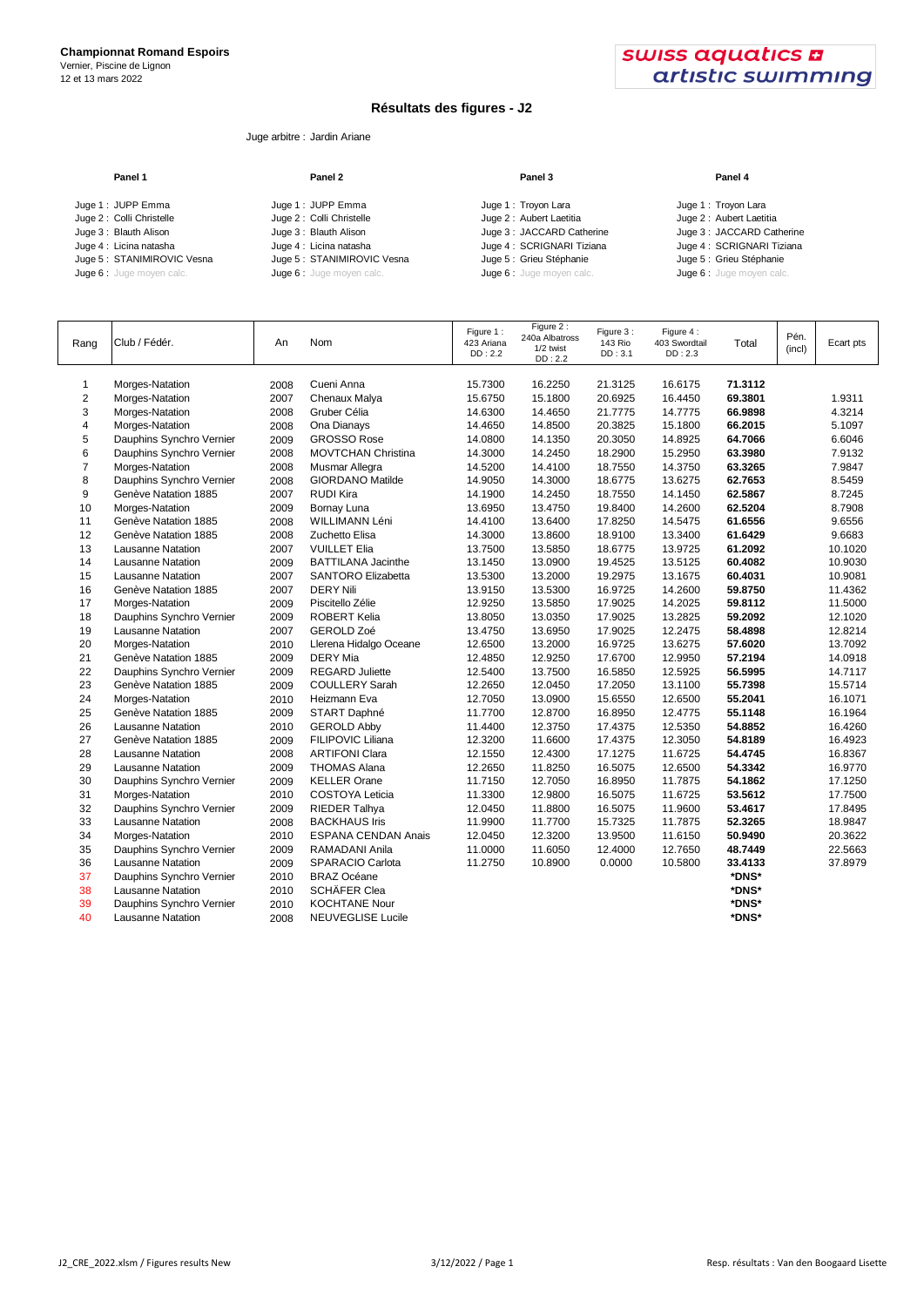**Championnat Romand Espoirs**
Vernier, Piscine de Lignon
12 et 13 mars 2022

swiss aquatics artistic swimming

## Résultats des figures - J2

Juge arbitre : Jardin Ariane

| Panel 1 | Panel 2 | Panel 3 | Panel 4 |
|---|---|---|---|
| Juge 1 : JUPP Emma | Juge 1 : JUPP Emma | Juge 1 : Troyon Lara | Juge 1 : Troyon Lara |
| Juge 2 : Colli Christelle | Juge 2 : Colli Christelle | Juge 2 : Aubert Laetitia | Juge 2 : Aubert Laetitia |
| Juge 3 : Blauth Alison | Juge 3 : Blauth Alison | Juge 3 : JACCARD Catherine | Juge 3 : JACCARD Catherine |
| Juge 4 : Licina natasha | Juge 4 : Licina natasha | Juge 4 : SCRIGNARI Tiziana | Juge 4 : SCRIGNARI Tiziana |
| Juge 5 : STANIMIROVIC Vesna | Juge 5 : STANIMIROVIC Vesna | Juge 5 : Grieu Stéphanie | Juge 5 : Grieu Stéphanie |
| Juge 6 : Juge moyen calc. | Juge 6 : Juge moyen calc. | Juge 6 : Juge moyen calc. | Juge 6 : Juge moyen calc. |

| Rang | Club / Fédér. | An | Nom | Figure 1 : 423 Ariana DD : 2.2 | Figure 2 : 240a Albatross 1/2 twist DD : 2.2 | Figure 3 : 143 Rio DD : 3.1 | Figure 4 : 403 Swordtail DD : 2.3 | Total | Pén. (incl) | Ecart pts |
|---|---|---|---|---|---|---|---|---|---|---|
| 1 | Morges-Natation | 2008 | Cueni Anna | 15.7300 | 16.2250 | 21.3125 | 16.6175 | **71.3112** | | |
| 2 | Morges-Natation | 2007 | Chenaux Malya | 15.6750 | 15.1800 | 20.6925 | 16.4450 | **69.3801** | | 1.9311 |
| 3 | Morges-Natation | 2008 | Gruber Célia | 14.6300 | 14.4650 | 21.7775 | 14.7775 | **66.9898** | | 4.3214 |
| 4 | Morges-Natation | 2008 | Ona Dianays | 14.4650 | 14.8500 | 20.3825 | 15.1800 | **66.2015** | | 5.1097 |
| 5 | Dauphins Synchro Vernier | 2009 | GROSSO Rose | 14.0800 | 14.1350 | 20.3050 | 14.8925 | **64.7066** | | 6.6046 |
| 6 | Dauphins Synchro Vernier | 2008 | MOVTCHAN Christina | 14.3000 | 14.2450 | 18.2900 | 15.2950 | **63.3980** | | 7.9132 |
| 7 | Morges-Natation | 2008 | Musmar Allegra | 14.5200 | 14.4100 | 18.7550 | 14.3750 | **63.3265** | | 7.9847 |
| 8 | Dauphins Synchro Vernier | 2008 | GIORDANO Matilde | 14.9050 | 14.3000 | 18.6775 | 13.6275 | **62.7653** | | 8.5459 |
| 9 | Genève Natation 1885 | 2007 | RUDI Kira | 14.1900 | 14.2450 | 18.7550 | 14.1450 | **62.5867** | | 8.7245 |
| 10 | Morges-Natation | 2009 | Bornay Luna | 13.6950 | 13.4750 | 19.8400 | 14.2600 | **62.5204** | | 8.7908 |
| 11 | Genève Natation 1885 | 2008 | WILLIMANN Léni | 14.4100 | 13.6400 | 17.8250 | 14.5475 | **61.6556** | | 9.6556 |
| 12 | Genève Natation 1885 | 2008 | Zuchetto Elisa | 14.3000 | 13.8600 | 18.9100 | 13.3400 | **61.6429** | | 9.6683 |
| 13 | Lausanne Natation | 2007 | VUILLET Elia | 13.7500 | 13.5850 | 18.6775 | 13.9725 | **61.2092** | | 10.1020 |
| 14 | Lausanne Natation | 2009 | BATTILANA Jacinthe | 13.1450 | 13.0900 | 19.4525 | 13.5125 | **60.4082** | | 10.9030 |
| 15 | Lausanne Natation | 2007 | SANTORO Elizabetta | 13.5300 | 13.2000 | 19.2975 | 13.1675 | **60.4031** | | 10.9081 |
| 16 | Genève Natation 1885 | 2007 | DERY Nili | 13.9150 | 13.5300 | 16.9725 | 14.2600 | **59.8750** | | 11.4362 |
| 17 | Morges-Natation | 2009 | Piscitello Zélie | 12.9250 | 13.5850 | 17.9025 | 14.2025 | **59.8112** | | 11.5000 |
| 18 | Dauphins Synchro Vernier | 2009 | ROBERT Kelia | 13.8050 | 13.0350 | 17.9025 | 13.2825 | **59.2092** | | 12.1020 |
| 19 | Lausanne Natation | 2007 | GEROLD Zoé | 13.4750 | 13.6950 | 17.9025 | 12.2475 | **58.4898** | | 12.8214 |
| 20 | Morges-Natation | 2010 | Llerena Hidalgo Oceane | 12.6500 | 13.2000 | 16.9725 | 13.6275 | **57.6020** | | 13.7092 |
| 21 | Genève Natation 1885 | 2009 | DERY Mia | 12.4850 | 12.9250 | 17.6700 | 12.9950 | **57.2194** | | 14.0918 |
| 22 | Dauphins Synchro Vernier | 2009 | REGARD Juliette | 12.5400 | 13.7500 | 16.5850 | 12.5925 | **56.5995** | | 14.7117 |
| 23 | Genève Natation 1885 | 2009 | COULLERY Sarah | 12.2650 | 12.0450 | 17.2050 | 13.1100 | **55.7398** | | 15.5714 |
| 24 | Morges-Natation | 2010 | Heizmann Eva | 12.7050 | 13.0900 | 15.6550 | 12.6500 | **55.2041** | | 16.1071 |
| 25 | Genève Natation 1885 | 2009 | START Daphné | 11.7700 | 12.8700 | 16.8950 | 12.4775 | **55.1148** | | 16.1964 |
| 26 | Lausanne Natation | 2010 | GEROLD Abby | 11.4400 | 12.3750 | 17.4375 | 12.5350 | **54.8852** | | 16.4260 |
| 27 | Genève Natation 1885 | 2009 | FILIPOVIC Liliana | 12.3200 | 11.6600 | 17.4375 | 12.3050 | **54.8189** | | 16.4923 |
| 28 | Lausanne Natation | 2008 | ARTIFONI Clara | 12.1550 | 12.4300 | 17.1275 | 11.6725 | **54.4745** | | 16.8367 |
| 29 | Lausanne Natation | 2009 | THOMAS Alana | 12.2650 | 11.8250 | 16.5075 | 12.6500 | **54.3342** | | 16.9770 |
| 30 | Dauphins Synchro Vernier | 2009 | KELLER Orane | 11.7150 | 12.7050 | 16.8950 | 11.7875 | **54.1862** | | 17.1250 |
| 31 | Morges-Natation | 2010 | COSTOYA Leticia | 11.3300 | 12.9800 | 16.5075 | 11.6725 | **53.5612** | | 17.7500 |
| 32 | Dauphins Synchro Vernier | 2009 | RIEDER Talhya | 12.0450 | 11.8800 | 16.5075 | 11.9600 | **53.4617** | | 17.8495 |
| 33 | Lausanne Natation | 2008 | BACKHAUS Iris | 11.9900 | 11.7700 | 15.7325 | 11.7875 | **52.3265** | | 18.9847 |
| 34 | Morges-Natation | 2010 | ESPANA CENDAN Anais | 12.0450 | 12.3200 | 13.9500 | 11.6150 | **50.9490** | | 20.3622 |
| 35 | Dauphins Synchro Vernier | 2009 | RAMADANI Anila | 11.0000 | 11.6050 | 12.4000 | 12.7650 | **48.7449** | | 22.5663 |
| 36 | Lausanne Natation | 2009 | SPARACIO Carlota | 11.2750 | 10.8900 | 0.0000 | 10.5800 | **33.4133** | | 37.8979 |
| 37 | Dauphins Synchro Vernier | 2010 | BRAZ Océane | | | | | **\*DNS\*** | | |
| 38 | Lausanne Natation | 2010 | SCHÄFER Clea | | | | | **\*DNS\*** | | |
| 39 | Dauphins Synchro Vernier | 2010 | KOCHTANE Nour | | | | | **\*DNS\*** | | |
| 40 | Lausanne Natation | 2008 | NEUVEGLISE Lucile | | | | | **\*DNS\*** | | |

J2_CRE_2022.xlsm / Figures results New — 3/12/2022 — Resp. résultats : Van den Boogaard Lisette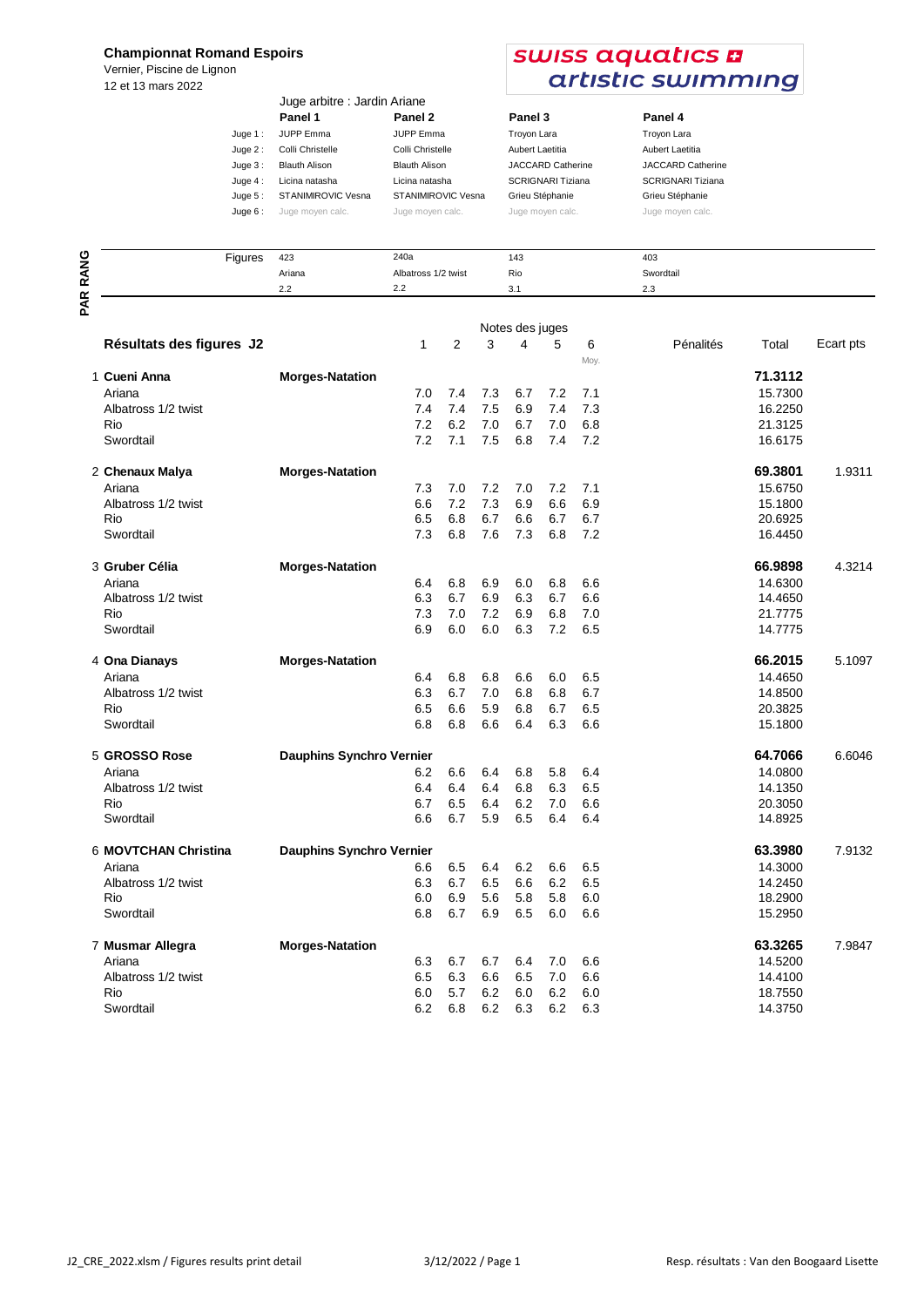**Championnat Romand Espoirs**
Vernier, Piscine de Lignon
12 et 13 mars 2022

swiss aquatics artistic swimming

Juge arbitre : Jardin Ariane

| | Panel 1 | Panel 2 | Panel 3 | Panel 4 |
|---|---|---|---|---|
| Juge 1 : | JUPP Emma | JUPP Emma | Troyon Lara | Troyon Lara |
| Juge 2 : | Colli Christelle | Colli Christelle | Aubert Laetitia | Aubert Laetitia |
| Juge 3 : | Blauth Alison | Blauth Alison | JACCARD Catherine | JACCARD Catherine |
| Juge 4 : | Licina natasha | Licina natasha | SCRIGNARI Tiziana | SCRIGNARI Tiziana |
| Juge 5 : | STANIMIROVIC Vesna | STANIMIROVIC Vesna | Grieu Stéphanie | Grieu Stéphanie |
| Juge 6 : | Juge moyen calc. | Juge moyen calc. | Juge moyen calc. | Juge moyen calc. |

| Figures | 423 | 240a | 143 | 403 |
|---|---|---|---|---|
| | Ariana | Albatross 1/2 twist | Rio | Swordtail |
| | 2.2 | 2.2 | 3.1 | 2.3 |

PAR RANG

## Résultats des figures J2

| | | Notes des juges 1 | 2 | 3 | 4 | 5 | 6 Moy. | Pénalités | Total | Ecart pts |
|---|---|---|---|---|---|---|---|---|---|---|
| 1 **Cueni Anna** | **Morges-Natation** | | | | | | | | **71.3112** | |
| Ariana | | 7.0 | 7.4 | 7.3 | 6.7 | 7.2 | 7.1 | | 15.7300 | |
| Albatross 1/2 twist | | 7.4 | 7.4 | 7.5 | 6.9 | 7.4 | 7.3 | | 16.2250 | |
| Rio | | 7.2 | 6.2 | 7.0 | 6.7 | 7.0 | 6.8 | | 21.3125 | |
| Swordtail | | 7.2 | 7.1 | 7.5 | 6.8 | 7.4 | 7.2 | | 16.6175 | |
| 2 **Chenaux Malya** | **Morges-Natation** | | | | | | | | **69.3801** | 1.9311 |
| Ariana | | 7.3 | 7.0 | 7.2 | 7.0 | 7.2 | 7.1 | | 15.6750 | |
| Albatross 1/2 twist | | 6.6 | 7.2 | 7.3 | 6.9 | 6.6 | 6.9 | | 15.1800 | |
| Rio | | 6.5 | 6.8 | 6.7 | 6.6 | 6.7 | 6.7 | | 20.6925 | |
| Swordtail | | 7.3 | 6.8 | 7.6 | 7.3 | 6.8 | 7.2 | | 16.4450 | |
| 3 **Gruber Célia** | **Morges-Natation** | | | | | | | | **66.9898** | 4.3214 |
| Ariana | | 6.4 | 6.8 | 6.9 | 6.0 | 6.8 | 6.6 | | 14.6300 | |
| Albatross 1/2 twist | | 6.3 | 6.7 | 6.9 | 6.3 | 6.7 | 6.6 | | 14.4650 | |
| Rio | | 7.3 | 7.0 | 7.2 | 6.9 | 6.8 | 7.0 | | 21.7775 | |
| Swordtail | | 6.9 | 6.0 | 6.0 | 6.3 | 7.2 | 6.5 | | 14.7775 | |
| 4 **Ona Dianays** | **Morges-Natation** | | | | | | | | **66.2015** | 5.1097 |
| Ariana | | 6.4 | 6.8 | 6.8 | 6.6 | 6.0 | 6.5 | | 14.4650 | |
| Albatross 1/2 twist | | 6.3 | 6.7 | 7.0 | 6.8 | 6.8 | 6.7 | | 14.8500 | |
| Rio | | 6.5 | 6.6 | 5.9 | 6.8 | 6.7 | 6.5 | | 20.3825 | |
| Swordtail | | 6.8 | 6.8 | 6.6 | 6.4 | 6.3 | 6.6 | | 15.1800 | |
| 5 **GROSSO Rose** | **Dauphins Synchro Vernier** | | | | | | | | **64.7066** | 6.6046 |
| Ariana | | 6.2 | 6.6 | 6.4 | 6.8 | 5.8 | 6.4 | | 14.0800 | |
| Albatross 1/2 twist | | 6.4 | 6.4 | 6.4 | 6.8 | 6.3 | 6.5 | | 14.1350 | |
| Rio | | 6.7 | 6.5 | 6.4 | 6.2 | 7.0 | 6.6 | | 20.3050 | |
| Swordtail | | 6.6 | 6.7 | 5.9 | 6.5 | 6.4 | 6.4 | | 14.8925 | |
| 6 **MOVTCHAN Christina** | **Dauphins Synchro Vernier** | | | | | | | | **63.3980** | 7.9132 |
| Ariana | | 6.6 | 6.5 | 6.4 | 6.2 | 6.6 | 6.5 | | 14.3000 | |
| Albatross 1/2 twist | | 6.3 | 6.7 | 6.5 | 6.6 | 6.2 | 6.5 | | 14.2450 | |
| Rio | | 6.0 | 6.9 | 5.6 | 5.8 | 5.8 | 6.0 | | 18.2900 | |
| Swordtail | | 6.8 | 6.7 | 6.9 | 6.5 | 6.0 | 6.6 | | 15.2950 | |
| 7 **Musmar Allegra** | **Morges-Natation** | | | | | | | | **63.3265** | 7.9847 |
| Ariana | | 6.3 | 6.7 | 6.7 | 6.4 | 7.0 | 6.6 | | 14.5200 | |
| Albatross 1/2 twist | | 6.5 | 6.3 | 6.6 | 6.5 | 7.0 | 6.6 | | 14.4100 | |
| Rio | | 6.0 | 5.7 | 6.2 | 6.0 | 6.2 | 6.0 | | 18.7550 | |
| Swordtail | | 6.2 | 6.8 | 6.2 | 6.3 | 6.2 | 6.3 | | 14.3750 | |

J2_CRE_2022.xlsm / Figures results print detail — 3/12/2022 — Resp. résultats : Van den Boogaard Lisette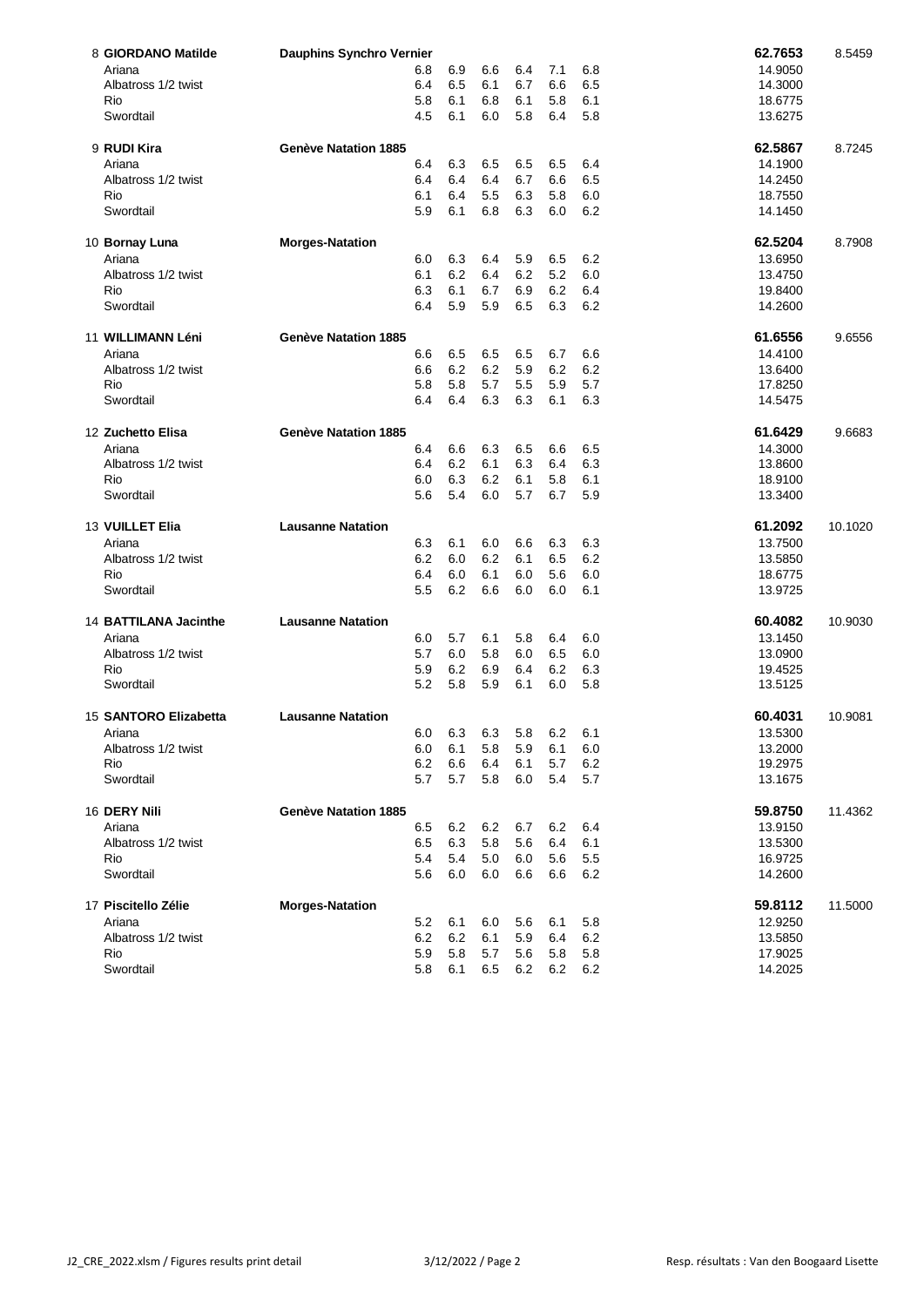| Rank | Name / Figure | Club | J1 | J2 | J3 | J4 | J5 | J6 | Score | Diff |
|---|---|---|---|---|---|---|---|---|---|---|
| 8 | **GIORDANO Matilde** | **Dauphins Synchro Vernier** | | | | | | | **62.7653** | 8.5459 |
| | Ariana | | 6.8 | 6.9 | 6.6 | 6.4 | 7.1 | 6.8 | 14.9050 | |
| | Albatross 1/2 twist | | 6.4 | 6.5 | 6.1 | 6.7 | 6.6 | 6.5 | 14.3000 | |
| | Rio | | 5.8 | 6.1 | 6.8 | 6.1 | 5.8 | 6.1 | 18.6775 | |
| | Swordtail | | 4.5 | 6.1 | 6.0 | 5.8 | 6.4 | 5.8 | 13.6275 | |
| 9 | **RUDI Kira** | **Genève Natation 1885** | | | | | | | **62.5867** | 8.7245 |
| | Ariana | | 6.4 | 6.3 | 6.5 | 6.5 | 6.5 | 6.4 | 14.1900 | |
| | Albatross 1/2 twist | | 6.4 | 6.4 | 6.4 | 6.7 | 6.6 | 6.5 | 14.2450 | |
| | Rio | | 6.1 | 6.4 | 5.5 | 6.3 | 5.8 | 6.0 | 18.7550 | |
| | Swordtail | | 5.9 | 6.1 | 6.8 | 6.3 | 6.0 | 6.2 | 14.1450 | |
| 10 | **Bornay Luna** | **Morges-Natation** | | | | | | | **62.5204** | 8.7908 |
| | Ariana | | 6.0 | 6.3 | 6.4 | 5.9 | 6.5 | 6.2 | 13.6950 | |
| | Albatross 1/2 twist | | 6.1 | 6.2 | 6.4 | 6.2 | 5.2 | 6.0 | 13.4750 | |
| | Rio | | 6.3 | 6.1 | 6.7 | 6.9 | 6.2 | 6.4 | 19.8400 | |
| | Swordtail | | 6.4 | 5.9 | 5.9 | 6.5 | 6.3 | 6.2 | 14.2600 | |
| 11 | **WILLIMANN Léni** | **Genève Natation 1885** | | | | | | | **61.6556** | 9.6556 |
| | Ariana | | 6.6 | 6.5 | 6.5 | 6.5 | 6.7 | 6.6 | 14.4100 | |
| | Albatross 1/2 twist | | 6.6 | 6.2 | 6.2 | 5.9 | 6.2 | 6.2 | 13.6400 | |
| | Rio | | 5.8 | 5.8 | 5.7 | 5.5 | 5.9 | 5.7 | 17.8250 | |
| | Swordtail | | 6.4 | 6.4 | 6.3 | 6.3 | 6.1 | 6.3 | 14.5475 | |
| 12 | **Zuchetto Elisa** | **Genève Natation 1885** | | | | | | | **61.6429** | 9.6683 |
| | Ariana | | 6.4 | 6.6 | 6.3 | 6.5 | 6.6 | 6.5 | 14.3000 | |
| | Albatross 1/2 twist | | 6.4 | 6.2 | 6.1 | 6.3 | 6.4 | 6.3 | 13.8600 | |
| | Rio | | 6.0 | 6.3 | 6.2 | 6.1 | 5.8 | 6.1 | 18.9100 | |
| | Swordtail | | 5.6 | 5.4 | 6.0 | 5.7 | 6.7 | 5.9 | 13.3400 | |
| 13 | **VUILLET Elia** | **Lausanne Natation** | | | | | | | **61.2092** | 10.1020 |
| | Ariana | | 6.3 | 6.1 | 6.0 | 6.6 | 6.3 | 6.3 | 13.7500 | |
| | Albatross 1/2 twist | | 6.2 | 6.0 | 6.2 | 6.1 | 6.5 | 6.2 | 13.5850 | |
| | Rio | | 6.4 | 6.0 | 6.1 | 6.0 | 5.6 | 6.0 | 18.6775 | |
| | Swordtail | | 5.5 | 6.2 | 6.6 | 6.0 | 6.0 | 6.1 | 13.9725 | |
| 14 | **BATTILANA Jacinthe** | **Lausanne Natation** | | | | | | | **60.4082** | 10.9030 |
| | Ariana | | 6.0 | 5.7 | 6.1 | 5.8 | 6.4 | 6.0 | 13.1450 | |
| | Albatross 1/2 twist | | 5.7 | 6.0 | 5.8 | 6.0 | 6.5 | 6.0 | 13.0900 | |
| | Rio | | 5.9 | 6.2 | 6.9 | 6.4 | 6.2 | 6.3 | 19.4525 | |
| | Swordtail | | 5.2 | 5.8 | 5.9 | 6.1 | 6.0 | 5.8 | 13.5125 | |
| 15 | **SANTORO Elizabetta** | **Lausanne Natation** | | | | | | | **60.4031** | 10.9081 |
| | Ariana | | 6.0 | 6.3 | 6.3 | 5.8 | 6.2 | 6.1 | 13.5300 | |
| | Albatross 1/2 twist | | 6.0 | 6.1 | 5.8 | 5.9 | 6.1 | 6.0 | 13.2000 | |
| | Rio | | 6.2 | 6.6 | 6.4 | 6.1 | 5.7 | 6.2 | 19.2975 | |
| | Swordtail | | 5.7 | 5.7 | 5.8 | 6.0 | 5.4 | 5.7 | 13.1675 | |
| 16 | **DERY Nili** | **Genève Natation 1885** | | | | | | | **59.8750** | 11.4362 |
| | Ariana | | 6.5 | 6.2 | 6.2 | 6.7 | 6.2 | 6.4 | 13.9150 | |
| | Albatross 1/2 twist | | 6.5 | 6.3 | 5.8 | 5.6 | 6.4 | 6.1 | 13.5300 | |
| | Rio | | 5.4 | 5.4 | 5.0 | 6.0 | 5.6 | 5.5 | 16.9725 | |
| | Swordtail | | 5.6 | 6.0 | 6.0 | 6.6 | 6.6 | 6.2 | 14.2600 | |
| 17 | **Piscitello Zélie** | **Morges-Natation** | | | | | | | **59.8112** | 11.5000 |
| | Ariana | | 5.2 | 6.1 | 6.0 | 5.6 | 6.1 | 5.8 | 12.9250 | |
| | Albatross 1/2 twist | | 6.2 | 6.2 | 6.1 | 5.9 | 6.4 | 6.2 | 13.5850 | |
| | Rio | | 5.9 | 5.8 | 5.7 | 5.6 | 5.8 | 5.8 | 17.9025 | |
| | Swordtail | | 5.8 | 6.1 | 6.5 | 6.2 | 6.2 | 6.2 | 14.2025 | |

J2_CRE_2022.xlsm / Figures results print detail — 3/12/2022 / Page 2 — Resp. résultats : Van den Boogaard Lisette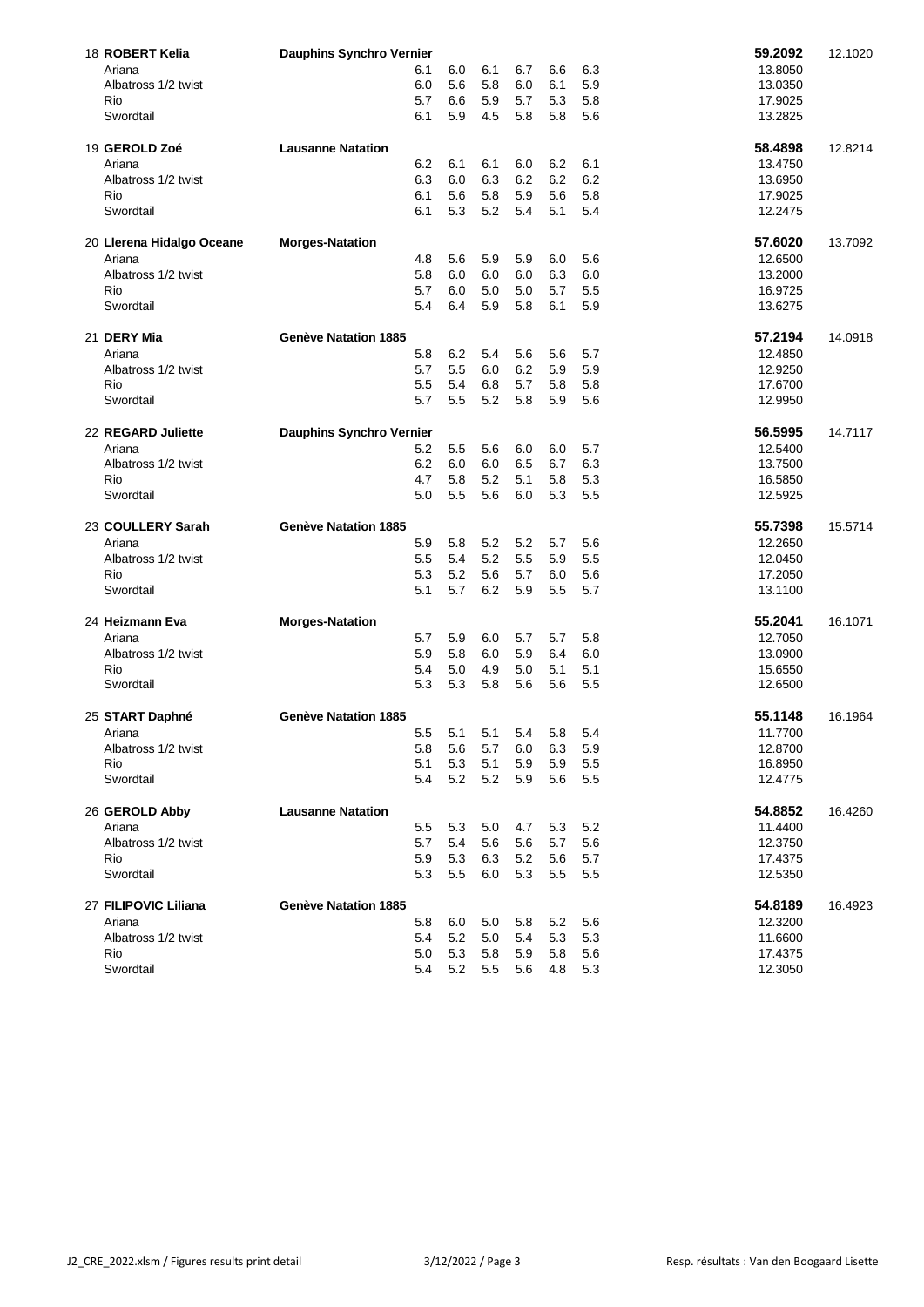| Rank | Name / Figure | Club | J1 | J2 | J3 | J4 | J5 | J6 | Score | Behind |
|---|---|---|---|---|---|---|---|---|---|---|
| 18 | **ROBERT Kelia** | **Dauphins Synchro Vernier** | | | | | | | **59.2092** | 12.1020 |
| | Ariana | | 6.1 | 6.0 | 6.1 | 6.7 | 6.6 | 6.3 | 13.8050 | |
| | Albatross 1/2 twist | | 6.0 | 5.6 | 5.8 | 6.0 | 6.1 | 5.9 | 13.0350 | |
| | Rio | | 5.7 | 6.6 | 5.9 | 5.7 | 5.3 | 5.8 | 17.9025 | |
| | Swordtail | | 6.1 | 5.9 | 4.5 | 5.8 | 5.8 | 5.6 | 13.2825 | |
| 19 | **GEROLD Zoé** | **Lausanne Natation** | | | | | | | **58.4898** | 12.8214 |
| | Ariana | | 6.2 | 6.1 | 6.1 | 6.0 | 6.2 | 6.1 | 13.4750 | |
| | Albatross 1/2 twist | | 6.3 | 6.0 | 6.3 | 6.2 | 6.2 | 6.2 | 13.6950 | |
| | Rio | | 6.1 | 5.6 | 5.8 | 5.9 | 5.6 | 5.8 | 17.9025 | |
| | Swordtail | | 6.1 | 5.3 | 5.2 | 5.4 | 5.1 | 5.4 | 12.2475 | |
| 20 | **Llerena Hidalgo Oceane** | **Morges-Natation** | | | | | | | **57.6020** | 13.7092 |
| | Ariana | | 4.8 | 5.6 | 5.9 | 5.9 | 6.0 | 5.6 | 12.6500 | |
| | Albatross 1/2 twist | | 5.8 | 6.0 | 6.0 | 6.0 | 6.3 | 6.0 | 13.2000 | |
| | Rio | | 5.7 | 6.0 | 5.0 | 5.0 | 5.7 | 5.5 | 16.9725 | |
| | Swordtail | | 5.4 | 6.4 | 5.9 | 5.8 | 6.1 | 5.9 | 13.6275 | |
| 21 | **DERY Mia** | **Genève Natation 1885** | | | | | | | **57.2194** | 14.0918 |
| | Ariana | | 5.8 | 6.2 | 5.4 | 5.6 | 5.6 | 5.7 | 12.4850 | |
| | Albatross 1/2 twist | | 5.7 | 5.5 | 6.0 | 6.2 | 5.9 | 5.9 | 12.9250 | |
| | Rio | | 5.5 | 5.4 | 6.8 | 5.7 | 5.8 | 5.8 | 17.6700 | |
| | Swordtail | | 5.7 | 5.5 | 5.2 | 5.8 | 5.9 | 5.6 | 12.9950 | |
| 22 | **REGARD Juliette** | **Dauphins Synchro Vernier** | | | | | | | **56.5995** | 14.7117 |
| | Ariana | | 5.2 | 5.5 | 5.6 | 6.0 | 6.0 | 5.7 | 12.5400 | |
| | Albatross 1/2 twist | | 6.2 | 6.0 | 6.0 | 6.5 | 6.7 | 6.3 | 13.7500 | |
| | Rio | | 4.7 | 5.8 | 5.2 | 5.1 | 5.8 | 5.3 | 16.5850 | |
| | Swordtail | | 5.0 | 5.5 | 5.6 | 6.0 | 5.3 | 5.5 | 12.5925 | |
| 23 | **COULLERY Sarah** | **Genève Natation 1885** | | | | | | | **55.7398** | 15.5714 |
| | Ariana | | 5.9 | 5.8 | 5.2 | 5.2 | 5.7 | 5.6 | 12.2650 | |
| | Albatross 1/2 twist | | 5.5 | 5.4 | 5.2 | 5.5 | 5.9 | 5.5 | 12.0450 | |
| | Rio | | 5.3 | 5.2 | 5.6 | 5.7 | 6.0 | 5.6 | 17.2050 | |
| | Swordtail | | 5.1 | 5.7 | 6.2 | 5.9 | 5.5 | 5.7 | 13.1100 | |
| 24 | **Heizmann Eva** | **Morges-Natation** | | | | | | | **55.2041** | 16.1071 |
| | Ariana | | 5.7 | 5.9 | 6.0 | 5.7 | 5.7 | 5.8 | 12.7050 | |
| | Albatross 1/2 twist | | 5.9 | 5.8 | 6.0 | 5.9 | 6.4 | 6.0 | 13.0900 | |
| | Rio | | 5.4 | 5.0 | 4.9 | 5.0 | 5.1 | 5.1 | 15.6550 | |
| | Swordtail | | 5.3 | 5.3 | 5.8 | 5.6 | 5.6 | 5.5 | 12.6500 | |
| 25 | **START Daphné** | **Genève Natation 1885** | | | | | | | **55.1148** | 16.1964 |
| | Ariana | | 5.5 | 5.1 | 5.1 | 5.4 | 5.8 | 5.4 | 11.7700 | |
| | Albatross 1/2 twist | | 5.8 | 5.6 | 5.7 | 6.0 | 6.3 | 5.9 | 12.8700 | |
| | Rio | | 5.1 | 5.3 | 5.1 | 5.9 | 5.9 | 5.5 | 16.8950 | |
| | Swordtail | | 5.4 | 5.2 | 5.2 | 5.9 | 5.6 | 5.5 | 12.4775 | |
| 26 | **GEROLD Abby** | **Lausanne Natation** | | | | | | | **54.8852** | 16.4260 |
| | Ariana | | 5.5 | 5.3 | 5.0 | 4.7 | 5.3 | 5.2 | 11.4400 | |
| | Albatross 1/2 twist | | 5.7 | 5.4 | 5.6 | 5.6 | 5.7 | 5.6 | 12.3750 | |
| | Rio | | 5.9 | 5.3 | 6.3 | 5.2 | 5.6 | 5.7 | 17.4375 | |
| | Swordtail | | 5.3 | 5.5 | 6.0 | 5.3 | 5.5 | 5.5 | 12.5350 | |
| 27 | **FILIPOVIC Liliana** | **Genève Natation 1885** | | | | | | | **54.8189** | 16.4923 |
| | Ariana | | 5.8 | 6.0 | 5.0 | 5.8 | 5.2 | 5.6 | 12.3200 | |
| | Albatross 1/2 twist | | 5.4 | 5.2 | 5.0 | 5.4 | 5.3 | 5.3 | 11.6600 | |
| | Rio | | 5.0 | 5.3 | 5.8 | 5.9 | 5.8 | 5.6 | 17.4375 | |
| | Swordtail | | 5.4 | 5.2 | 5.5 | 5.6 | 4.8 | 5.3 | 12.3050 | |

J2_CRE_2022.xlsm / Figures results print detail — 3/12/2022 — Resp. résultats : Van den Boogaard Lisette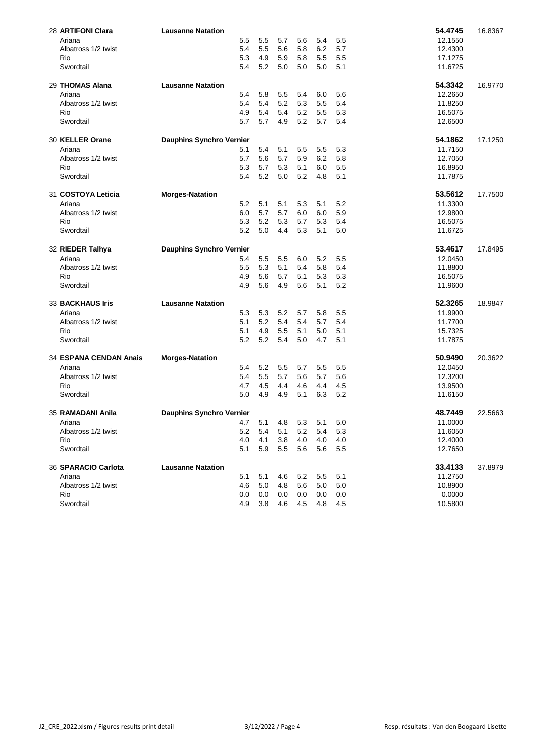| | | | | | | | | | |
|---|---|---|---|---|---|---|---|---|---|
| 28 **ARTIFONI Clara** | **Lausanne Natation** | | | | | | | **54.4745** | 16.8367 |
| Ariana | | 5.5 | 5.5 | 5.7 | 5.6 | 5.4 | 5.5 | 12.1550 | |
| Albatross 1/2 twist | | 5.4 | 5.5 | 5.6 | 5.8 | 6.2 | 5.7 | 12.4300 | |
| Rio | | 5.3 | 4.9 | 5.9 | 5.8 | 5.5 | 5.5 | 17.1275 | |
| Swordtail | | 5.4 | 5.2 | 5.0 | 5.0 | 5.0 | 5.1 | 11.6725 | |
| 29 **THOMAS Alana** | **Lausanne Natation** | | | | | | | **54.3342** | 16.9770 |
| Ariana | | 5.4 | 5.8 | 5.5 | 5.4 | 6.0 | 5.6 | 12.2650 | |
| Albatross 1/2 twist | | 5.4 | 5.4 | 5.2 | 5.3 | 5.5 | 5.4 | 11.8250 | |
| Rio | | 4.9 | 5.4 | 5.4 | 5.2 | 5.5 | 5.3 | 16.5075 | |
| Swordtail | | 5.7 | 5.7 | 4.9 | 5.2 | 5.7 | 5.4 | 12.6500 | |
| 30 **KELLER Orane** | **Dauphins Synchro Vernier** | | | | | | | **54.1862** | 17.1250 |
| Ariana | | 5.1 | 5.4 | 5.1 | 5.5 | 5.5 | 5.3 | 11.7150 | |
| Albatross 1/2 twist | | 5.7 | 5.6 | 5.7 | 5.9 | 6.2 | 5.8 | 12.7050 | |
| Rio | | 5.3 | 5.7 | 5.3 | 5.1 | 6.0 | 5.5 | 16.8950 | |
| Swordtail | | 5.4 | 5.2 | 5.0 | 5.2 | 4.8 | 5.1 | 11.7875 | |
| 31 **COSTOYA Leticia** | **Morges-Natation** | | | | | | | **53.5612** | 17.7500 |
| Ariana | | 5.2 | 5.1 | 5.1 | 5.3 | 5.1 | 5.2 | 11.3300 | |
| Albatross 1/2 twist | | 6.0 | 5.7 | 5.7 | 6.0 | 6.0 | 5.9 | 12.9800 | |
| Rio | | 5.3 | 5.2 | 5.3 | 5.7 | 5.3 | 5.4 | 16.5075 | |
| Swordtail | | 5.2 | 5.0 | 4.4 | 5.3 | 5.1 | 5.0 | 11.6725 | |
| 32 **RIEDER Talhya** | **Dauphins Synchro Vernier** | | | | | | | **53.4617** | 17.8495 |
| Ariana | | 5.4 | 5.5 | 5.5 | 6.0 | 5.2 | 5.5 | 12.0450 | |
| Albatross 1/2 twist | | 5.5 | 5.3 | 5.1 | 5.4 | 5.8 | 5.4 | 11.8800 | |
| Rio | | 4.9 | 5.6 | 5.7 | 5.1 | 5.3 | 5.3 | 16.5075 | |
| Swordtail | | 4.9 | 5.6 | 4.9 | 5.6 | 5.1 | 5.2 | 11.9600 | |
| 33 **BACKHAUS Iris** | **Lausanne Natation** | | | | | | | **52.3265** | 18.9847 |
| Ariana | | 5.3 | 5.3 | 5.2 | 5.7 | 5.8 | 5.5 | 11.9900 | |
| Albatross 1/2 twist | | 5.1 | 5.2 | 5.4 | 5.4 | 5.7 | 5.4 | 11.7700 | |
| Rio | | 5.1 | 4.9 | 5.5 | 5.1 | 5.0 | 5.1 | 15.7325 | |
| Swordtail | | 5.2 | 5.2 | 5.4 | 5.0 | 4.7 | 5.1 | 11.7875 | |
| 34 **ESPANA CENDAN Anais** | **Morges-Natation** | | | | | | | **50.9490** | 20.3622 |
| Ariana | | 5.4 | 5.2 | 5.5 | 5.7 | 5.5 | 5.5 | 12.0450 | |
| Albatross 1/2 twist | | 5.4 | 5.5 | 5.7 | 5.6 | 5.7 | 5.6 | 12.3200 | |
| Rio | | 4.7 | 4.5 | 4.4 | 4.6 | 4.4 | 4.5 | 13.9500 | |
| Swordtail | | 5.0 | 4.9 | 4.9 | 5.1 | 6.3 | 5.2 | 11.6150 | |
| 35 **RAMADANI Anila** | **Dauphins Synchro Vernier** | | | | | | | **48.7449** | 22.5663 |
| Ariana | | 4.7 | 5.1 | 4.8 | 5.3 | 5.1 | 5.0 | 11.0000 | |
| Albatross 1/2 twist | | 5.2 | 5.4 | 5.1 | 5.2 | 5.4 | 5.3 | 11.6050 | |
| Rio | | 4.0 | 4.1 | 3.8 | 4.0 | 4.0 | 4.0 | 12.4000 | |
| Swordtail | | 5.1 | 5.9 | 5.5 | 5.6 | 5.6 | 5.5 | 12.7650 | |
| 36 **SPARACIO Carlota** | **Lausanne Natation** | | | | | | | **33.4133** | 37.8979 |
| Ariana | | 5.1 | 5.1 | 4.6 | 5.2 | 5.5 | 5.1 | 11.2750 | |
| Albatross 1/2 twist | | 4.6 | 5.0 | 4.8 | 5.6 | 5.0 | 5.0 | 10.8900 | |
| Rio | | 0.0 | 0.0 | 0.0 | 0.0 | 0.0 | 0.0 | 0.0000 | |
| Swordtail | | 4.9 | 3.8 | 4.6 | 4.5 | 4.8 | 4.5 | 10.5800 | |